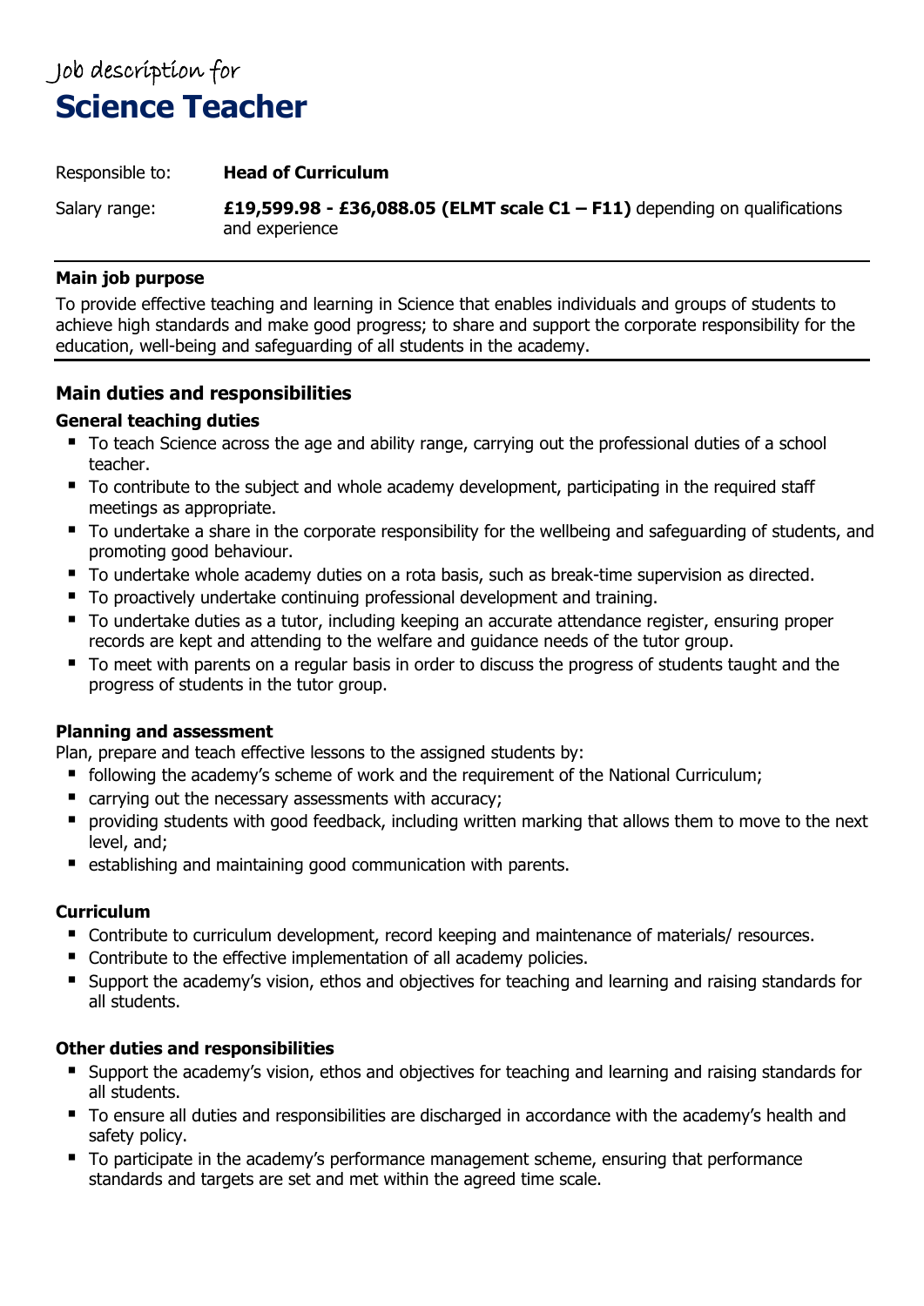Job description for

# Science Teacher

Responsible to: **Head of Curriculum**

Salary range: **£19,599.98 - £36,088.05 (ELMT scale C1 – F11)** depending on qualifications and experience

---

**Main job purpose**

To provide effective teaching and learning in Science that enables individuals and groups of students to achieve high standards and make good progress; to share and support the corporate responsibility for the education, well-being and safeguarding of all students in the academy.

---

## Main duties and responsibilities

### General teaching duties

- To teach Science across the age and ability range, carrying out the professional duties of a school teacher.
- To contribute to the subject and whole academy development, participating in the required staff meetings as appropriate.
- To undertake a share in the corporate responsibility for the wellbeing and safeguarding of students, and promoting good behaviour.
- To undertake whole academy duties on a rota basis, such as break-time supervision as directed.
- To proactively undertake continuing professional development and training.
- To undertake duties as a tutor, including keeping an accurate attendance register, ensuring proper records are kept and attending to the welfare and guidance needs of the tutor group.
- To meet with parents on a regular basis in order to discuss the progress of students taught and the progress of students in the tutor group.

### Planning and assessment

Plan, prepare and teach effective lessons to the assigned students by:

- following the academy's scheme of work and the requirement of the National Curriculum;
- carrying out the necessary assessments with accuracy;
- providing students with good feedback, including written marking that allows them to move to the next level, and;
- establishing and maintaining good communication with parents.

### Curriculum

- Contribute to curriculum development, record keeping and maintenance of materials/ resources.
- Contribute to the effective implementation of all academy policies.
- Support the academy's vision, ethos and objectives for teaching and learning and raising standards for all students.

### Other duties and responsibilities

- Support the academy's vision, ethos and objectives for teaching and learning and raising standards for all students.
- To ensure all duties and responsibilities are discharged in accordance with the academy's health and safety policy.
- To participate in the academy's performance management scheme, ensuring that performance standards and targets are set and met within the agreed time scale.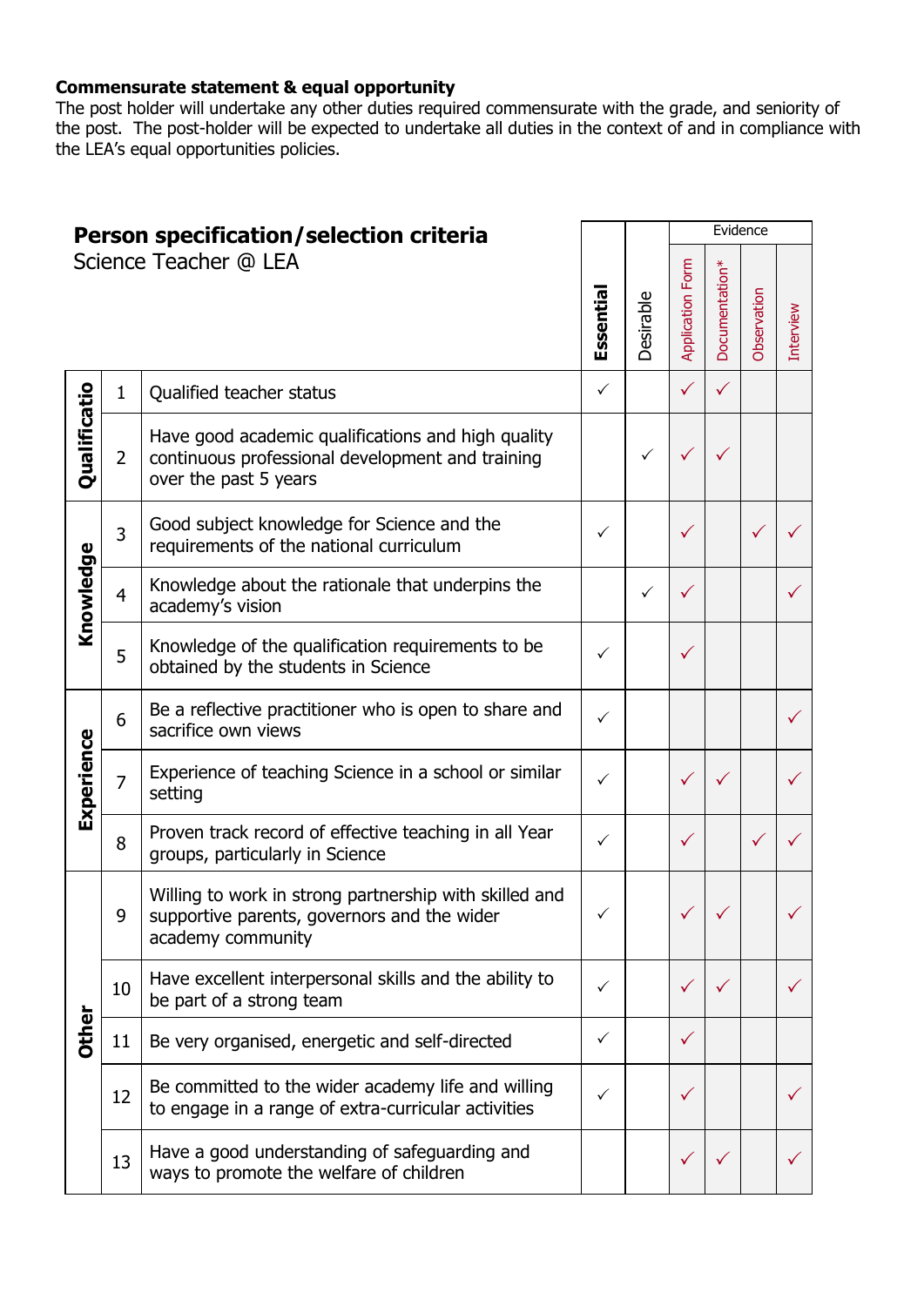**Commensurate statement & equal opportunity**
The post holder will undertake any other duties required commensurate with the grade, and seniority of the post. The post-holder will be expected to undertake all duties in the context of and in compliance with the LEA's equal opportunities policies.

## Person specification/selection criteria
Science Teacher @ LEA

| | | | | | Evidence | | | |
|---|---|---|---|---|---|---|---|---|
| | | | **Essential** | Desirable | Application Form | Documentation* | Observation | Interview |
| **Qualification** | 1 | Qualified teacher status | ✓ | | ✓ | ✓ | | |
| | 2 | Have good academic qualifications and high quality continuous professional development and training over the past 5 years | | ✓ | ✓ | ✓ | | |
| **Knowledge** | 3 | Good subject knowledge for Science and the requirements of the national curriculum | ✓ | | ✓ | | ✓ | ✓ |
| | 4 | Knowledge about the rationale that underpins the academy's vision | | ✓ | ✓ | | | ✓ |
| | 5 | Knowledge of the qualification requirements to be obtained by the students in Science | ✓ | | ✓ | | | |
| **Experience** | 6 | Be a reflective practitioner who is open to share and sacrifice own views | ✓ | | | | | ✓ |
| | 7 | Experience of teaching Science in a school or similar setting | ✓ | | ✓ | ✓ | | ✓ |
| | 8 | Proven track record of effective teaching in all Year groups, particularly in Science | ✓ | | ✓ | | ✓ | ✓ |
| **Other** | 9 | Willing to work in strong partnership with skilled and supportive parents, governors and the wider academy community | ✓ | | ✓ | ✓ | | ✓ |
| | 10 | Have excellent interpersonal skills and the ability to be part of a strong team | ✓ | | ✓ | ✓ | | ✓ |
| | 11 | Be very organised, energetic and self-directed | ✓ | | ✓ | | | |
| | 12 | Be committed to the wider academy life and willing to engage in a range of extra-curricular activities | ✓ | | ✓ | | | ✓ |
| | 13 | Have a good understanding of safeguarding and ways to promote the welfare of children | | | ✓ | ✓ | | ✓ |